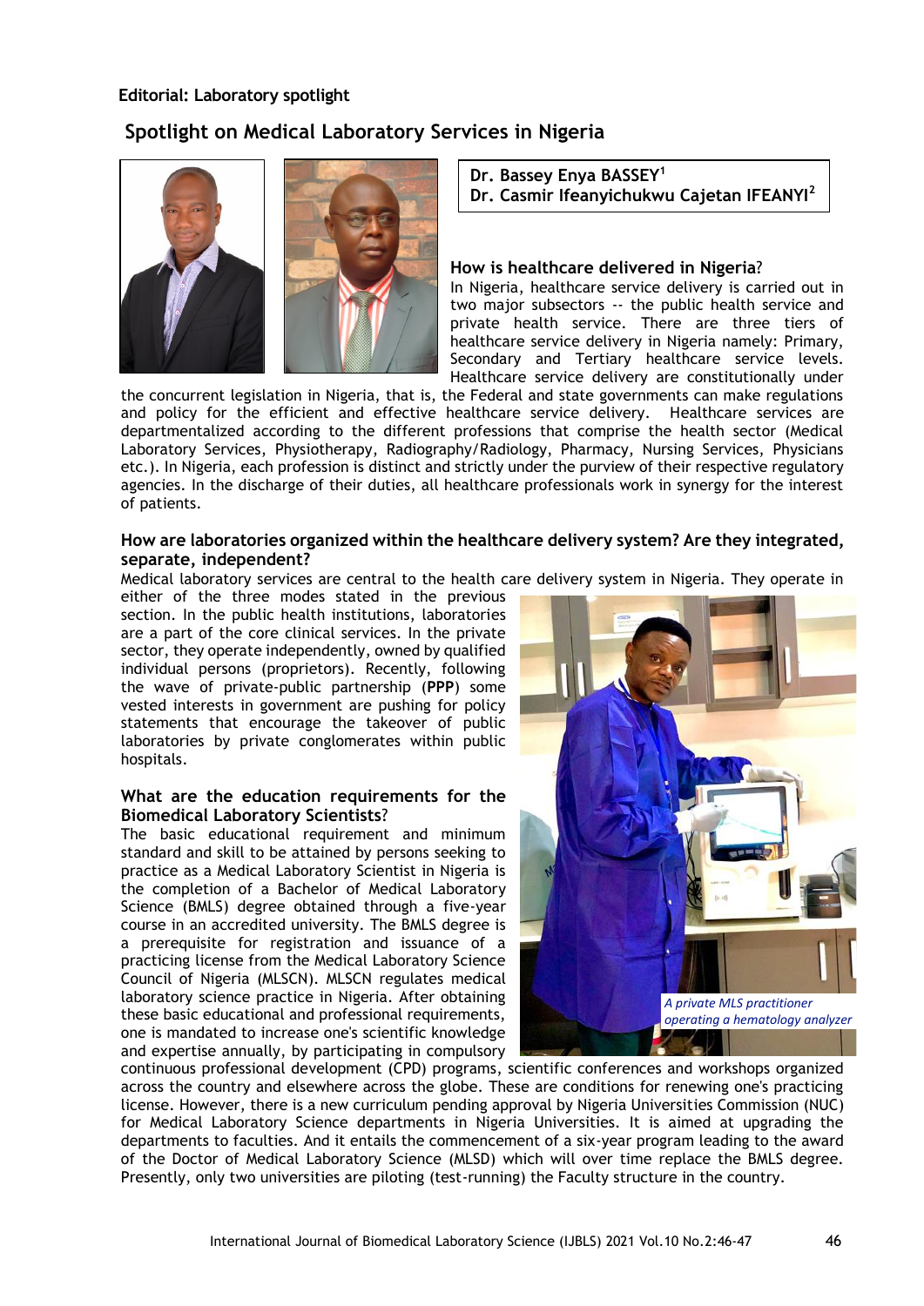**Editorial: Laboratory spotlight**

# Spotlight on Medical Laboratory Services in Nigeria

**Dr. Bassey Enya BASSEY[1]**
**Dr. Casmir Ifeanyichukwu Cajetan IFEANYI[2]**

### How is healthcare delivered in Nigeria?

In Nigeria, healthcare service delivery is carried out in two major subsectors -- the public health service and private health service. There are three tiers of healthcare service delivery in Nigeria namely: Primary, Secondary and Tertiary healthcare service levels. Healthcare service delivery are constitutionally under the concurrent legislation in Nigeria, that is, the Federal and state governments can make regulations and policy for the efficient and effective healthcare service delivery. Healthcare services are departmentalized according to the different professions that comprise the health sector (Medical Laboratory Services, Physiotherapy, Radiography/Radiology, Pharmacy, Nursing Services, Physicians etc.). In Nigeria, each profession is distinct and strictly under the purview of their respective regulatory agencies. In the discharge of their duties, all healthcare professionals work in synergy for the interest of patients.

### How are laboratories organized within the healthcare delivery system? Are they integrated, separate, independent?

Medical laboratory services are central to the health care delivery system in Nigeria. They operate in either of the three modes stated in the previous section. In the public health institutions, laboratories are a part of the core clinical services. In the private sector, they operate independently, owned by qualified individual persons (proprietors). Recently, following the wave of private-public partnership (**PPP**) some vested interests in government are pushing for policy statements that encourage the takeover of public laboratories by private conglomerates within public hospitals.

*A private MLS practitioner operating a hematology analyzer*

### What are the education requirements for the Biomedical Laboratory Scientists?

The basic educational requirement and minimum standard and skill to be attained by persons seeking to practice as a Medical Laboratory Scientist in Nigeria is the completion of a Bachelor of Medical Laboratory Science (BMLS) degree obtained through a five-year course in an accredited university. The BMLS degree is a prerequisite for registration and issuance of a practicing license from the Medical Laboratory Science Council of Nigeria (MLSCN). MLSCN regulates medical laboratory science practice in Nigeria. After obtaining these basic educational and professional requirements, one is mandated to increase one's scientific knowledge and expertise annually, by participating in compulsory continuous professional development (CPD) programs, scientific conferences and workshops organized across the country and elsewhere across the globe. These are conditions for renewing one's practicing license. However, there is a new curriculum pending approval by Nigeria Universities Commission (NUC) for Medical Laboratory Science departments in Nigeria Universities. It is aimed at upgrading the departments to faculties. And it entails the commencement of a six-year program leading to the award of the Doctor of Medical Laboratory Science (MLSD) which will over time replace the BMLS degree. Presently, only two universities are piloting (test-running) the Faculty structure in the country.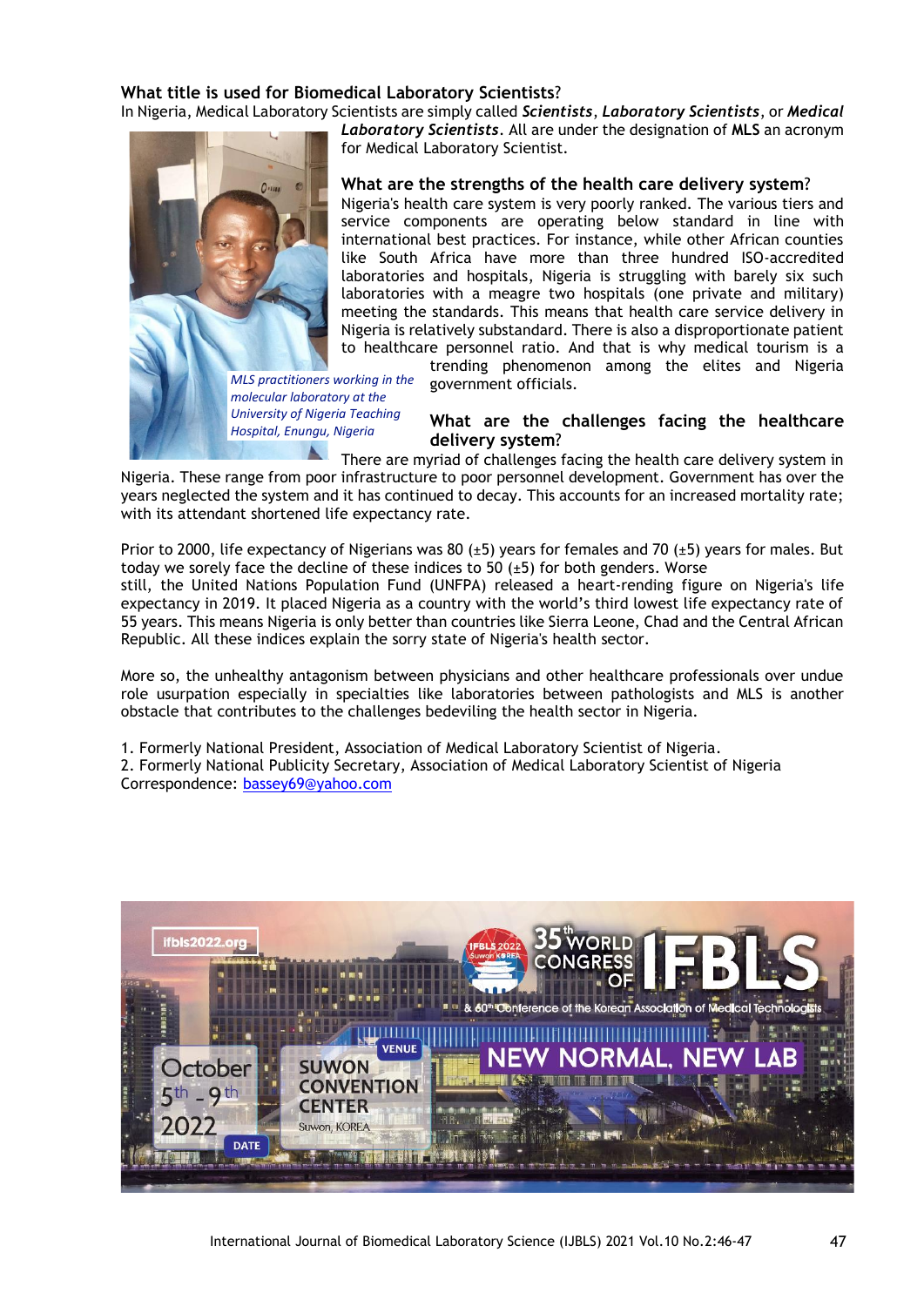### What title is used for Biomedical Laboratory Scientists?

In Nigeria, Medical Laboratory Scientists are simply called ***Scientists***, ***Laboratory Scientists***, or ***Medical Laboratory Scientists***. All are under the designation of **MLS** an acronym for Medical Laboratory Scientist.

*MLS practitioners working in the molecular laboratory at the University of Nigeria Teaching Hospital, Enungu, Nigeria*

### What are the strengths of the health care delivery system?

Nigeria's health care system is very poorly ranked. The various tiers and service components are operating below standard in line with international best practices. For instance, while other African counties like South Africa have more than three hundred ISO-accredited laboratories and hospitals, Nigeria is struggling with barely six such laboratories with a meagre two hospitals (one private and military) meeting the standards. This means that health care service delivery in Nigeria is relatively substandard. There is also a disproportionate patient to healthcare personnel ratio. And that is why medical tourism is a trending phenomenon among the elites and Nigeria government officials.

### What are the challenges facing the healthcare delivery system?

There are myriad of challenges facing the health care delivery system in Nigeria. These range from poor infrastructure to poor personnel development. Government has over the years neglected the system and it has continued to decay. This accounts for an increased mortality rate; with its attendant shortened life expectancy rate.

Prior to 2000, life expectancy of Nigerians was 80 (±5) years for females and 70 (±5) years for males. But today we sorely face the decline of these indices to 50 (±5) for both genders. Worse still, the United Nations Population Fund (UNFPA) released a heart-rending figure on Nigeria's life expectancy in 2019. It placed Nigeria as a country with the world's third lowest life expectancy rate of 55 years. This means Nigeria is only better than countries like Sierra Leone, Chad and the Central African Republic. All these indices explain the sorry state of Nigeria's health sector.

More so, the unhealthy antagonism between physicians and other healthcare professionals over undue role usurpation especially in specialties like laboratories between pathologists and MLS is another obstacle that contributes to the challenges bedeviling the health sector in Nigeria.

1. Formerly National President, Association of Medical Laboratory Scientist of Nigeria.
2. Formerly National Publicity Secretary, Association of Medical Laboratory Scientist of Nigeria

Correspondence: bassey69@yahoo.com

ifbls2022.org

IFBLS 2022 Suwon KOREA

35th WORLD CONGRESS OF IFBLS

& 60th Conference of the Korean Association of Medical Technologists

NEW NORMAL, NEW LAB

October 5th - 9th 2022

DATE

VENUE

SUWON CONVENTION CENTER

Suwon, KOREA